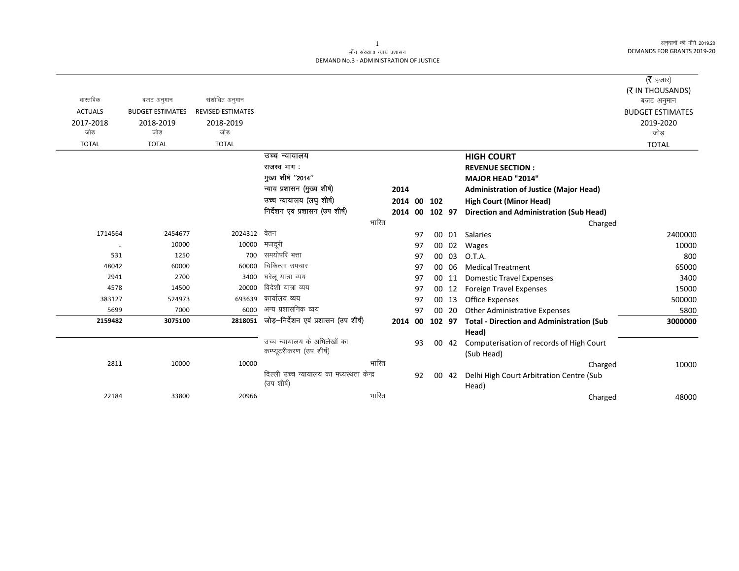माँग संख्या.3 न्याय प्रशासन
DEMAND No.3 - ADMINISTRATION OF JUSTICE

अनुदानों की माँगें 2019.20
DEMANDS FOR GRANTS 2019-20

(₹ हजार)
(₹ IN THOUSANDS)

| वास्तविक ACTUALS 2017-2018 जोड़ TOTAL | बजट अनुमान BUDGET ESTIMATES 2018-2019 जोड़ TOTAL | संशोधित अनुमान REVISED ESTIMATES 2018-2019 जोड़ TOTAL | | | | | | | बजट अनुमान BUDGET ESTIMATES 2019-2020 जोड़ TOTAL |
|---|---|---|---|---|---|---|---|---|---|
| | | | उच्च न्यायालय | | | | | **HIGH COURT** | |
| | | | राजस्व भाग : | | | | | **REVENUE SECTION :** | |
| | | | मुख्य शीर्ष ''2014'' | | | | | **MAJOR HEAD "2014"** | |
| | | | न्याय प्रशासन (मुख्य शीर्ष) | 2014 | | | | **Administration of Justice (Major Head)** | |
| | | | उच्च न्यायालय (लघु शीर्ष) | 2014 | 00 | 102 | | **High Court (Minor Head)** | |
| | | | निर्देशन एवं प्रशासन (उप शीर्ष) | 2014 | 00 | 102 | 97 | **Direction and Administration (Sub Head)** | |
| | | | भारित | | | | | Charged | |
| 1714564 | 2454677 | 2024312 | वेतन | | 97 | 00 | 01 | Salaries | 2400000 |
| .. | 10000 | 10000 | मजदूरी | | 97 | 00 | 02 | Wages | 10000 |
| 531 | 1250 | 700 | समयोपरि भत्ता | | 97 | 00 | 03 | O.T.A. | 800 |
| 48042 | 60000 | 60000 | चिकित्सा उपचार | | 97 | 00 | 06 | Medical Treatment | 65000 |
| 2941 | 2700 | 3400 | घरेलू यात्रा व्यय | | 97 | 00 | 11 | Domestic Travel Expenses | 3400 |
| 4578 | 14500 | 20000 | विदेशी यात्रा व्यय | | 97 | 00 | 12 | Foreign Travel Expenses | 15000 |
| 383127 | 524973 | 693639 | कार्यालय व्यय | | 97 | 00 | 13 | Office Expenses | 500000 |
| 5699 | 7000 | 6000 | अन्य प्रशासनिक व्यय | | 97 | 00 | 20 | Other Administrative Expenses | 5800 |
| **2159482** | **3075100** | **2818051** | **जोड़–निर्देशन एवं प्रशासन (उप शीर्ष)** | **2014** | **00** | **102** | **97** | **Total - Direction and Administration (Sub Head)** | **3000000** |
| | | | उच्च न्यायालय के अभिलेखों का कम्प्यूटरीकरण (उप शीर्ष) | | 93 | 00 | 42 | Computerisation of records of High Court (Sub Head) | |
| 2811 | 10000 | 10000 | भारित | | | | | Charged | 10000 |
| | | | दिल्ली उच्च न्यायालय का मध्यस्थता केन्द्र (उप शीर्ष) | | 92 | 00 | 42 | Delhi High Court Arbitration Centre (Sub Head) | |
| 22184 | 33800 | 20966 | भारित | | | | | Charged | 48000 |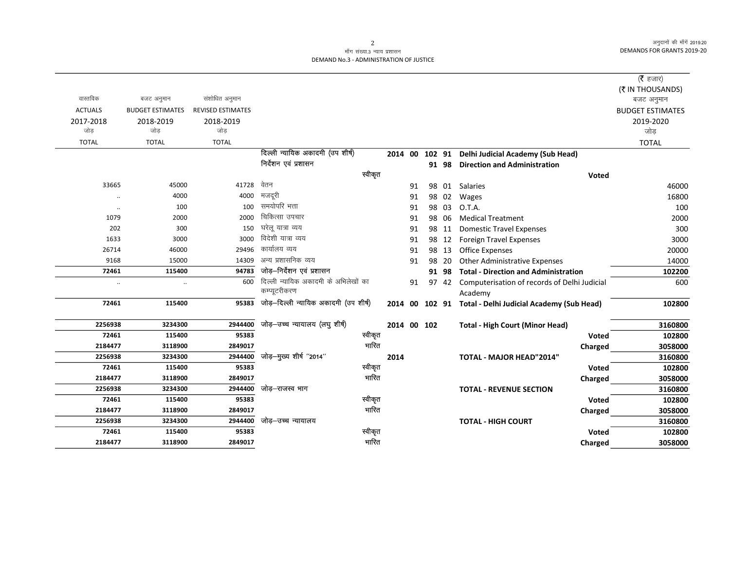मॉंग संख्या.3 न्याय प्रशासन
DEMAND No.3 - ADMINISTRATION OF JUSTICE

(₹ हजार)
(₹ IN THOUSANDS)

| वास्तविक ACTUALS 2017-2018 जोड़ TOTAL | बजट अनुमान BUDGET ESTIMATES 2018-2019 जोड़ TOTAL | संशोधित अनुमान REVISED ESTIMATES 2018-2019 जोड़ TOTAL | | | | बजट अनुमान BUDGET ESTIMATES 2019-2020 जोड़ TOTAL |
|---|---|---|---|---|---|---|
| | | | दिल्ली न्यायिक अकादमी (उप शीर्ष) | 2014 00 102 91 | **Delhi Judicial Academy (Sub Head)** | |
| | | | निर्देशन एवं प्रशासन | 91 98 | **Direction and Administration** | |
| | | | स्वीकृत | | **Voted** | |
| 33665 | 45000 | 41728 | वेतन | 91 98 01 | Salaries | 46000 |
| .. | 4000 | 4000 | मजदूरी | 91 98 02 | Wages | 16800 |
| .. | 100 | 100 | समयोपरि भत्ता | 91 98 03 | O.T.A. | 100 |
| 1079 | 2000 | 2000 | चिकित्सा उपचार | 91 98 06 | Medical Treatment | 2000 |
| 202 | 300 | 150 | घरेलू यात्रा व्यय | 91 98 11 | Domestic Travel Expenses | 300 |
| 1633 | 3000 | 3000 | विदेशी यात्रा व्यय | 91 98 12 | Foreign Travel Expenses | 3000 |
| 26714 | 46000 | 29496 | कार्यालय व्यय | 91 98 13 | Office Expenses | 20000 |
| 9168 | 15000 | 14309 | अन्य प्रशासनिक व्यय | 91 98 20 | Other Administrative Expenses | 14000 |
| **72461** | **115400** | **94783** | **जोड़–निर्देशन एवं प्रशासन** | **91 98** | **Total - Direction and Administration** | **102200** |
| .. | .. | 600 | दिल्ली न्यायिक अकादमी के अभिलेखों का कम्प्यूटरीकरण | 91 97 42 | Computerisation of records of Delhi Judicial Academy | 600 |
| **72461** | **115400** | **95383** | **जोड़–दिल्ली न्यायिक अकादमी (उप शीर्ष)** | **2014 00 102 91** | **Total - Delhi Judicial Academy (Sub Head)** | **102800** |
| **2256938** | **3234300** | **2944400** | **जोड़–उच्च न्यायालय (लघु शीर्ष)** | **2014 00 102** | **Total - High Court (Minor Head)** | **3160800** |
| **72461** | **115400** | **95383** | स्वीकृत | | **Voted** | **102800** |
| **2184477** | **3118900** | **2849017** | भारित | | **Charged** | **3058000** |
| **2256938** | **3234300** | **2944400** | **जोड़–मुख्य शीर्ष "2014"** | **2014** | **TOTAL - MAJOR HEAD"2014"** | **3160800** |
| **72461** | **115400** | **95383** | स्वीकृत | | **Voted** | **102800** |
| **2184477** | **3118900** | **2849017** | भारित | | **Charged** | **3058000** |
| **2256938** | **3234300** | **2944400** | **जोड़–राजस्व भाग** | | **TOTAL - REVENUE SECTION** | **3160800** |
| **72461** | **115400** | **95383** | स्वीकृत | | **Voted** | **102800** |
| **2184477** | **3118900** | **2849017** | भारित | | **Charged** | **3058000** |
| **2256938** | **3234300** | **2944400** | **जोड़–उच्च न्यायालय** | | **TOTAL - HIGH COURT** | **3160800** |
| **72461** | **115400** | **95383** | स्वीकृत | | **Voted** | **102800** |
| **2184477** | **3118900** | **2849017** | भारित | | **Charged** | **3058000** |